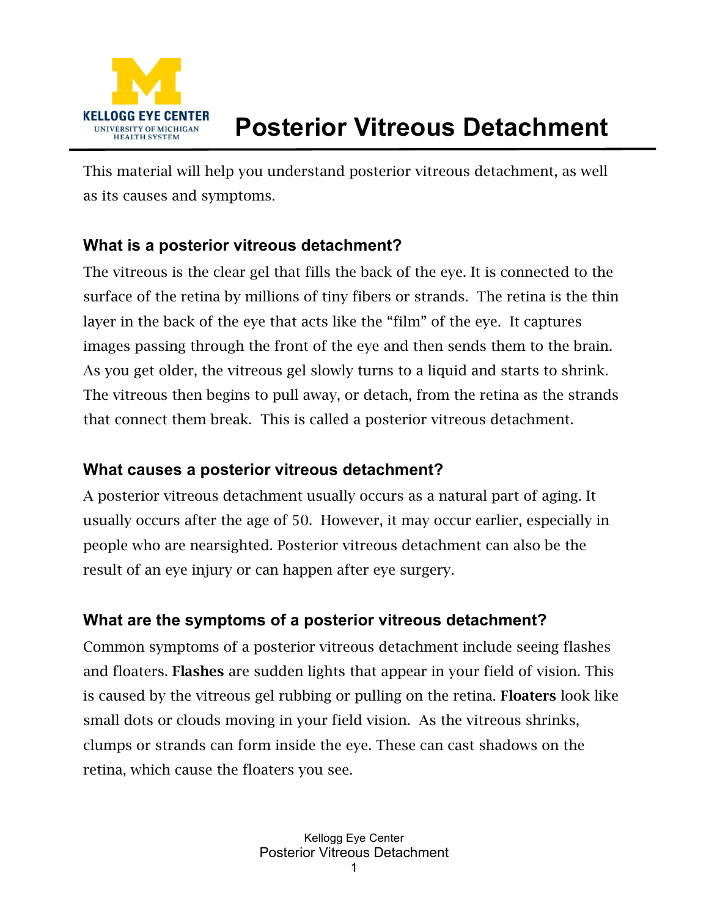KELLOGG EYE CENTER
UNIVERSITY OF MICHIGAN HEALTH SYSTEM

# Posterior Vitreous Detachment

This material will help you understand posterior vitreous detachment, as well as its causes and symptoms.

## What is a posterior vitreous detachment?

The vitreous is the clear gel that fills the back of the eye. It is connected to the surface of the retina by millions of tiny fibers or strands. The retina is the thin layer in the back of the eye that acts like the "film" of the eye. It captures images passing through the front of the eye and then sends them to the brain. As you get older, the vitreous gel slowly turns to a liquid and starts to shrink. The vitreous then begins to pull away, or detach, from the retina as the strands that connect them break. This is called a posterior vitreous detachment.

## What causes a posterior vitreous detachment?

A posterior vitreous detachment usually occurs as a natural part of aging. It usually occurs after the age of 50. However, it may occur earlier, especially in people who are nearsighted. Posterior vitreous detachment can also be the result of an eye injury or can happen after eye surgery.

## What are the symptoms of a posterior vitreous detachment?

Common symptoms of a posterior vitreous detachment include seeing flashes and floaters. **Flashes** are sudden lights that appear in your field of vision. This is caused by the vitreous gel rubbing or pulling on the retina. **Floaters** look like small dots or clouds moving in your field vision. As the vitreous shrinks, clumps or strands can form inside the eye. These can cast shadows on the retina, which cause the floaters you see.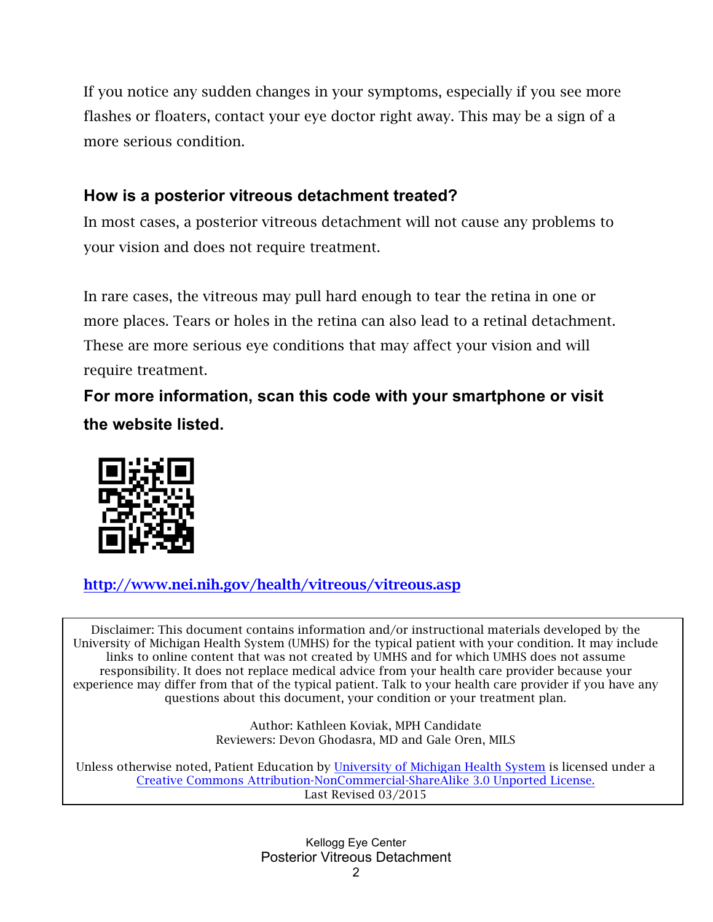If you notice any sudden changes in your symptoms, especially if you see more flashes or floaters, contact your eye doctor right away. This may be a sign of a more serious condition.

### How is a posterior vitreous detachment treated?

In most cases, a posterior vitreous detachment will not cause any problems to your vision and does not require treatment.

In rare cases, the vitreous may pull hard enough to tear the retina in one or more places. Tears or holes in the retina can also lead to a retinal detachment. These are more serious eye conditions that may affect your vision and will require treatment.

**For more information, scan this code with your smartphone or visit the website listed.**

**http://www.nei.nih.gov/health/vitreous/vitreous.asp**

Disclaimer: This document contains information and/or instructional materials developed by the University of Michigan Health System (UMHS) for the typical patient with your condition. It may include links to online content that was not created by UMHS and for which UMHS does not assume responsibility. It does not replace medical advice from your health care provider because your experience may differ from that of the typical patient. Talk to your health care provider if you have any questions about this document, your condition or your treatment plan.

Author: Kathleen Koviak, MPH Candidate
Reviewers: Devon Ghodasra, MD and Gale Oren, MILS

Unless otherwise noted, Patient Education by University of Michigan Health System is licensed under a Creative Commons Attribution-NonCommercial-ShareAlike 3.0 Unported License.
Last Revised 03/2015